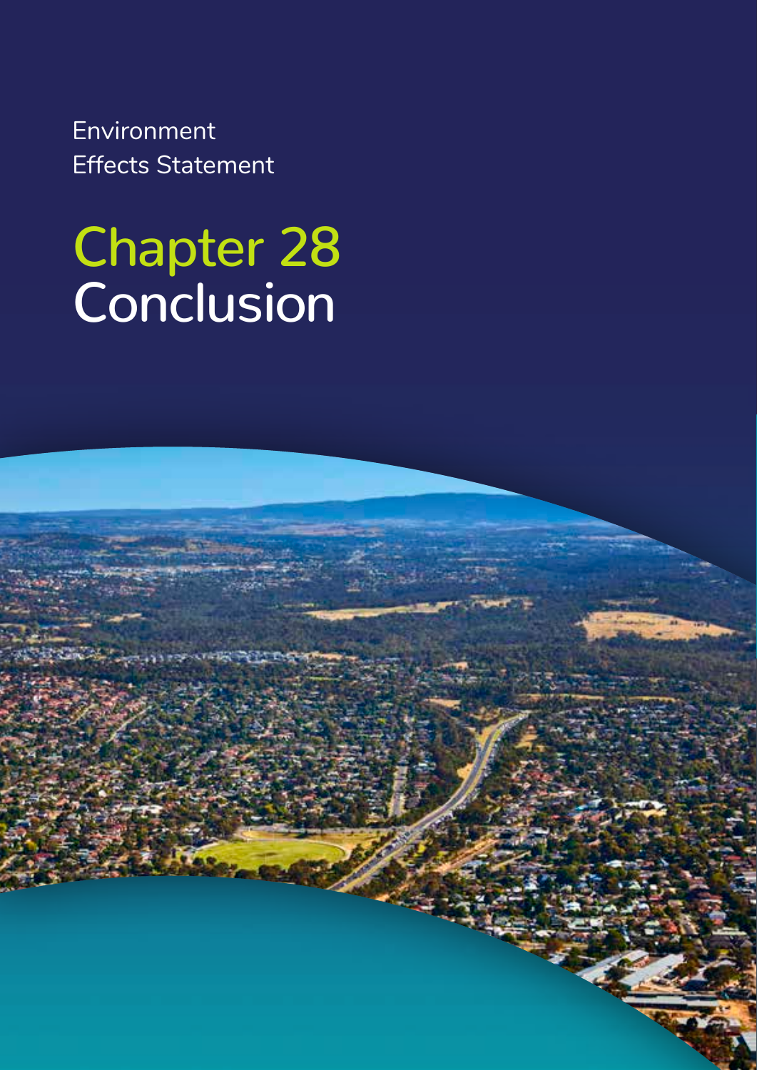Environment
Effects Statement

# Chapter 28
# Conclusion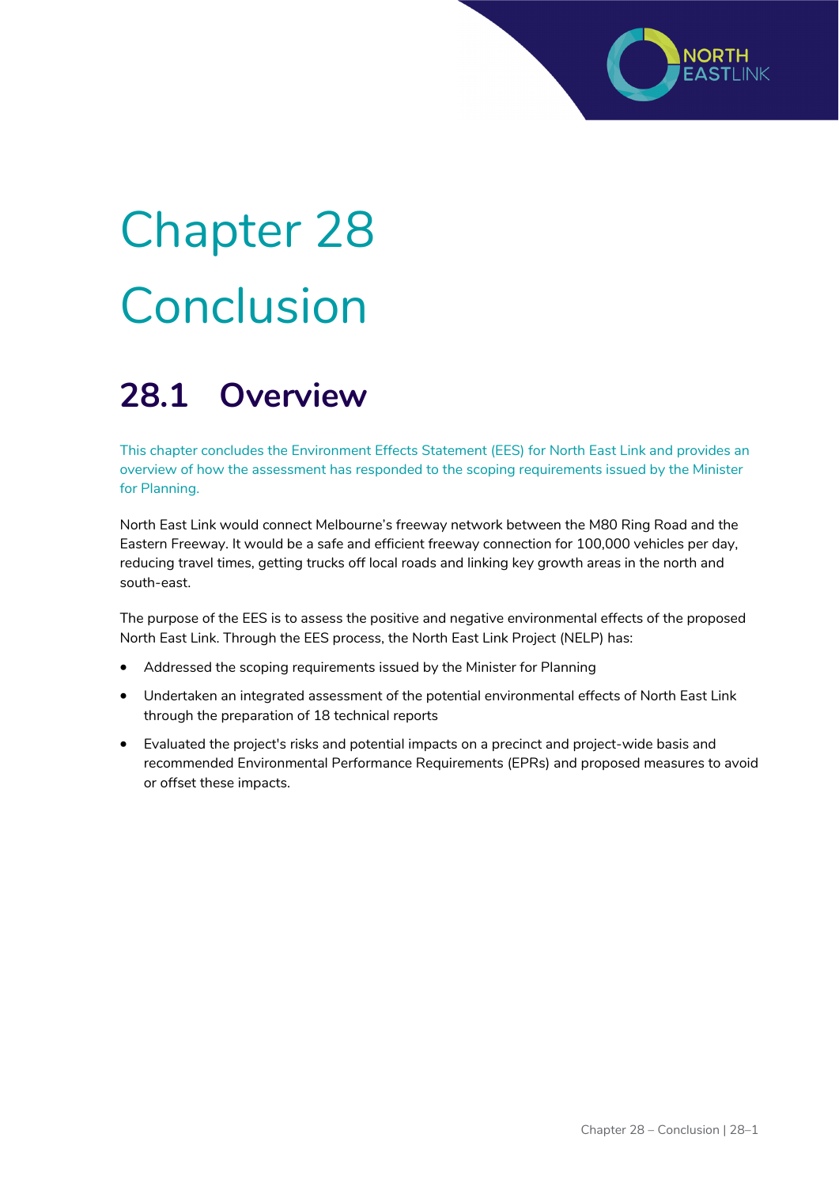# Chapter 28 Conclusion

## 28.1 Overview

This chapter concludes the Environment Effects Statement (EES) for North East Link and provides an overview of how the assessment has responded to the scoping requirements issued by the Minister for Planning.

North East Link would connect Melbourne's freeway network between the M80 Ring Road and the Eastern Freeway. It would be a safe and efficient freeway connection for 100,000 vehicles per day, reducing travel times, getting trucks off local roads and linking key growth areas in the north and south-east.

The purpose of the EES is to assess the positive and negative environmental effects of the proposed North East Link. Through the EES process, the North East Link Project (NELP) has:

- Addressed the scoping requirements issued by the Minister for Planning
- Undertaken an integrated assessment of the potential environmental effects of North East Link through the preparation of 18 technical reports
- Evaluated the project's risks and potential impacts on a precinct and project-wide basis and recommended Environmental Performance Requirements (EPRs) and proposed measures to avoid or offset these impacts.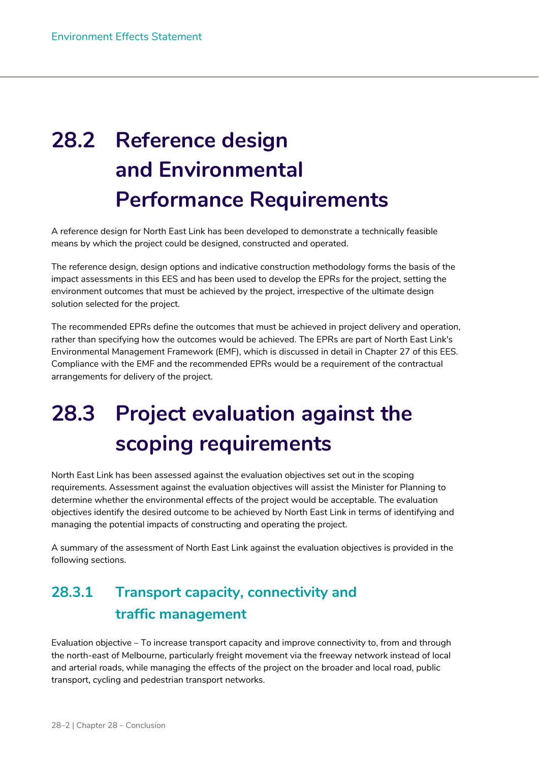## 28.2 Reference design and Environmental Performance Requirements

A reference design for North East Link has been developed to demonstrate a technically feasible means by which the project could be designed, constructed and operated.

The reference design, design options and indicative construction methodology forms the basis of the impact assessments in this EES and has been used to develop the EPRs for the project, setting the environment outcomes that must be achieved by the project, irrespective of the ultimate design solution selected for the project.

The recommended EPRs define the outcomes that must be achieved in project delivery and operation, rather than specifying how the outcomes would be achieved. The EPRs are part of North East Link's Environmental Management Framework (EMF), which is discussed in detail in Chapter 27 of this EES. Compliance with the EMF and the recommended EPRs would be a requirement of the contractual arrangements for delivery of the project.

## 28.3 Project evaluation against the scoping requirements

North East Link has been assessed against the evaluation objectives set out in the scoping requirements. Assessment against the evaluation objectives will assist the Minister for Planning to determine whether the environmental effects of the project would be acceptable. The evaluation objectives identify the desired outcome to be achieved by North East Link in terms of identifying and managing the potential impacts of constructing and operating the project.

A summary of the assessment of North East Link against the evaluation objectives is provided in the following sections.

### 28.3.1 Transport capacity, connectivity and traffic management

Evaluation objective – To increase transport capacity and improve connectivity to, from and through the north-east of Melbourne, particularly freight movement via the freeway network instead of local and arterial roads, while managing the effects of the project on the broader and local road, public transport, cycling and pedestrian transport networks.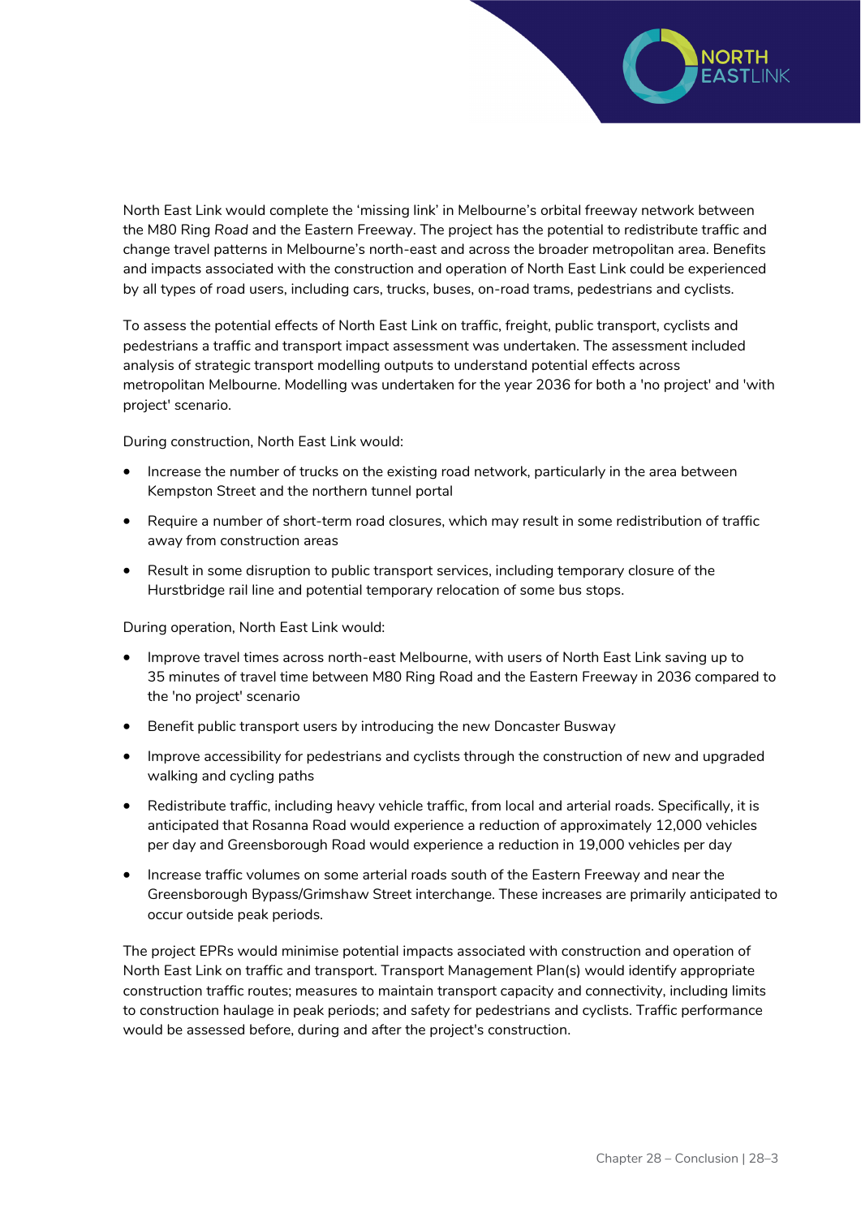North East Link would complete the 'missing link' in Melbourne's orbital freeway network between the M80 Ring Road and the Eastern Freeway. The project has the potential to redistribute traffic and change travel patterns in Melbourne's north-east and across the broader metropolitan area. Benefits and impacts associated with the construction and operation of North East Link could be experienced by all types of road users, including cars, trucks, buses, on-road trams, pedestrians and cyclists.

To assess the potential effects of North East Link on traffic, freight, public transport, cyclists and pedestrians a traffic and transport impact assessment was undertaken. The assessment included analysis of strategic transport modelling outputs to understand potential effects across metropolitan Melbourne. Modelling was undertaken for the year 2036 for both a 'no project' and 'with project' scenario.

During construction, North East Link would:

- Increase the number of trucks on the existing road network, particularly in the area between Kempston Street and the northern tunnel portal
- Require a number of short-term road closures, which may result in some redistribution of traffic away from construction areas
- Result in some disruption to public transport services, including temporary closure of the Hurstbridge rail line and potential temporary relocation of some bus stops.

During operation, North East Link would:

- Improve travel times across north-east Melbourne, with users of North East Link saving up to 35 minutes of travel time between M80 Ring Road and the Eastern Freeway in 2036 compared to the 'no project' scenario
- Benefit public transport users by introducing the new Doncaster Busway
- Improve accessibility for pedestrians and cyclists through the construction of new and upgraded walking and cycling paths
- Redistribute traffic, including heavy vehicle traffic, from local and arterial roads. Specifically, it is anticipated that Rosanna Road would experience a reduction of approximately 12,000 vehicles per day and Greensborough Road would experience a reduction in 19,000 vehicles per day
- Increase traffic volumes on some arterial roads south of the Eastern Freeway and near the Greensborough Bypass/Grimshaw Street interchange. These increases are primarily anticipated to occur outside peak periods.

The project EPRs would minimise potential impacts associated with construction and operation of North East Link on traffic and transport. Transport Management Plan(s) would identify appropriate construction traffic routes; measures to maintain transport capacity and connectivity, including limits to construction haulage in peak periods; and safety for pedestrians and cyclists. Traffic performance would be assessed before, during and after the project's construction.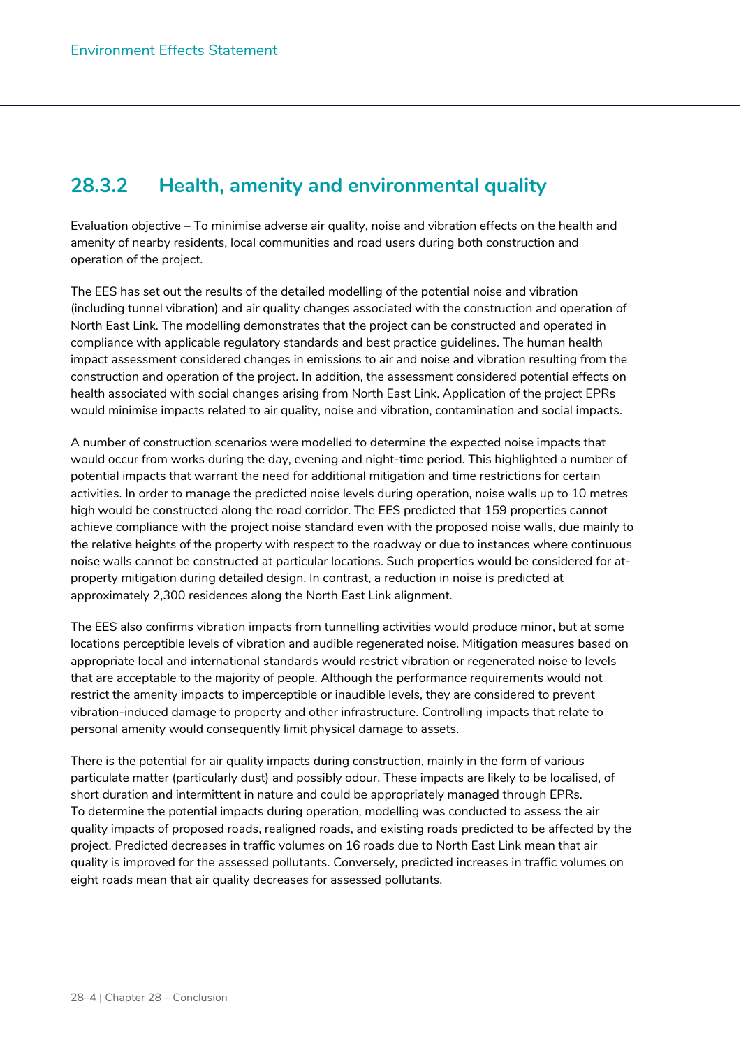### 28.3.2 Health, amenity and environmental quality

Evaluation objective – To minimise adverse air quality, noise and vibration effects on the health and amenity of nearby residents, local communities and road users during both construction and operation of the project.

The EES has set out the results of the detailed modelling of the potential noise and vibration (including tunnel vibration) and air quality changes associated with the construction and operation of North East Link. The modelling demonstrates that the project can be constructed and operated in compliance with applicable regulatory standards and best practice guidelines. The human health impact assessment considered changes in emissions to air and noise and vibration resulting from the construction and operation of the project. In addition, the assessment considered potential effects on health associated with social changes arising from North East Link. Application of the project EPRs would minimise impacts related to air quality, noise and vibration, contamination and social impacts.

A number of construction scenarios were modelled to determine the expected noise impacts that would occur from works during the day, evening and night-time period. This highlighted a number of potential impacts that warrant the need for additional mitigation and time restrictions for certain activities. In order to manage the predicted noise levels during operation, noise walls up to 10 metres high would be constructed along the road corridor. The EES predicted that 159 properties cannot achieve compliance with the project noise standard even with the proposed noise walls, due mainly to the relative heights of the property with respect to the roadway or due to instances where continuous noise walls cannot be constructed at particular locations. Such properties would be considered for at-property mitigation during detailed design. In contrast, a reduction in noise is predicted at approximately 2,300 residences along the North East Link alignment.

The EES also confirms vibration impacts from tunnelling activities would produce minor, but at some locations perceptible levels of vibration and audible regenerated noise. Mitigation measures based on appropriate local and international standards would restrict vibration or regenerated noise to levels that are acceptable to the majority of people. Although the performance requirements would not restrict the amenity impacts to imperceptible or inaudible levels, they are considered to prevent vibration-induced damage to property and other infrastructure. Controlling impacts that relate to personal amenity would consequently limit physical damage to assets.

There is the potential for air quality impacts during construction, mainly in the form of various particulate matter (particularly dust) and possibly odour. These impacts are likely to be localised, of short duration and intermittent in nature and could be appropriately managed through EPRs. To determine the potential impacts during operation, modelling was conducted to assess the air quality impacts of proposed roads, realigned roads, and existing roads predicted to be affected by the project. Predicted decreases in traffic volumes on 16 roads due to North East Link mean that air quality is improved for the assessed pollutants. Conversely, predicted increases in traffic volumes on eight roads mean that air quality decreases for assessed pollutants.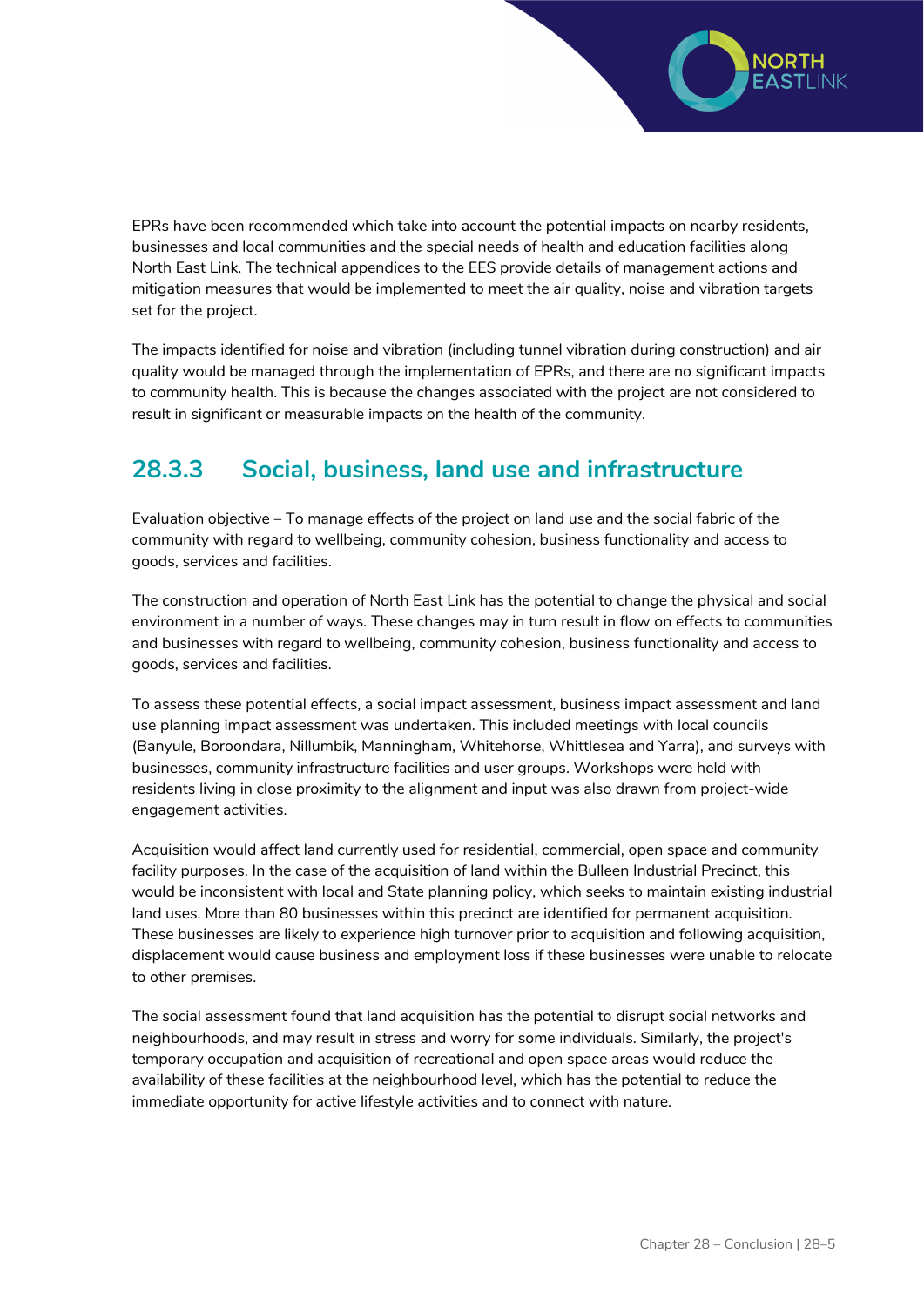EPRs have been recommended which take into account the potential impacts on nearby residents, businesses and local communities and the special needs of health and education facilities along North East Link. The technical appendices to the EES provide details of management actions and mitigation measures that would be implemented to meet the air quality, noise and vibration targets set for the project.

The impacts identified for noise and vibration (including tunnel vibration during construction) and air quality would be managed through the implementation of EPRs, and there are no significant impacts to community health. This is because the changes associated with the project are not considered to result in significant or measurable impacts on the health of the community.

### 28.3.3 Social, business, land use and infrastructure

Evaluation objective – To manage effects of the project on land use and the social fabric of the community with regard to wellbeing, community cohesion, business functionality and access to goods, services and facilities.

The construction and operation of North East Link has the potential to change the physical and social environment in a number of ways. These changes may in turn result in flow on effects to communities and businesses with regard to wellbeing, community cohesion, business functionality and access to goods, services and facilities.

To assess these potential effects, a social impact assessment, business impact assessment and land use planning impact assessment was undertaken. This included meetings with local councils (Banyule, Boroondara, Nillumbik, Manningham, Whitehorse, Whittlesea and Yarra), and surveys with businesses, community infrastructure facilities and user groups. Workshops were held with residents living in close proximity to the alignment and input was also drawn from project-wide engagement activities.

Acquisition would affect land currently used for residential, commercial, open space and community facility purposes. In the case of the acquisition of land within the Bulleen Industrial Precinct, this would be inconsistent with local and State planning policy, which seeks to maintain existing industrial land uses. More than 80 businesses within this precinct are identified for permanent acquisition. These businesses are likely to experience high turnover prior to acquisition and following acquisition, displacement would cause business and employment loss if these businesses were unable to relocate to other premises.

The social assessment found that land acquisition has the potential to disrupt social networks and neighbourhoods, and may result in stress and worry for some individuals. Similarly, the project's temporary occupation and acquisition of recreational and open space areas would reduce the availability of these facilities at the neighbourhood level, which has the potential to reduce the immediate opportunity for active lifestyle activities and to connect with nature.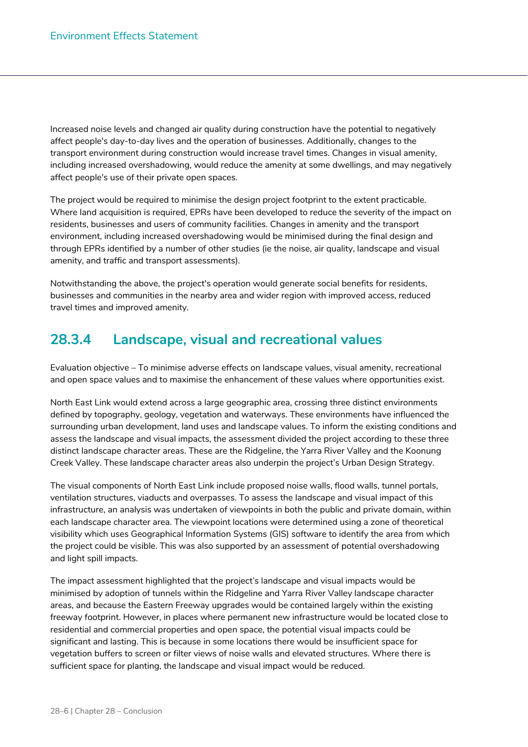Increased noise levels and changed air quality during construction have the potential to negatively affect people's day-to-day lives and the operation of businesses. Additionally, changes to the transport environment during construction would increase travel times. Changes in visual amenity, including increased overshadowing, would reduce the amenity at some dwellings, and may negatively affect people's use of their private open spaces.

The project would be required to minimise the design project footprint to the extent practicable. Where land acquisition is required, EPRs have been developed to reduce the severity of the impact on residents, businesses and users of community facilities. Changes in amenity and the transport environment, including increased overshadowing would be minimised during the final design and through EPRs identified by a number of other studies (ie the noise, air quality, landscape and visual amenity, and traffic and transport assessments).

Notwithstanding the above, the project's operation would generate social benefits for residents, businesses and communities in the nearby area and wider region with improved access, reduced travel times and improved amenity.

## 28.3.4 Landscape, visual and recreational values

Evaluation objective – To minimise adverse effects on landscape values, visual amenity, recreational and open space values and to maximise the enhancement of these values where opportunities exist.

North East Link would extend across a large geographic area, crossing three distinct environments defined by topography, geology, vegetation and waterways. These environments have influenced the surrounding urban development, land uses and landscape values. To inform the existing conditions and assess the landscape and visual impacts, the assessment divided the project according to these three distinct landscape character areas. These are the Ridgeline, the Yarra River Valley and the Koonung Creek Valley. These landscape character areas also underpin the project's Urban Design Strategy.

The visual components of North East Link include proposed noise walls, flood walls, tunnel portals, ventilation structures, viaducts and overpasses. To assess the landscape and visual impact of this infrastructure, an analysis was undertaken of viewpoints in both the public and private domain, within each landscape character area. The viewpoint locations were determined using a zone of theoretical visibility which uses Geographical Information Systems (GIS) software to identify the area from which the project could be visible. This was also supported by an assessment of potential overshadowing and light spill impacts.

The impact assessment highlighted that the project's landscape and visual impacts would be minimised by adoption of tunnels within the Ridgeline and Yarra River Valley landscape character areas, and because the Eastern Freeway upgrades would be contained largely within the existing freeway footprint. However, in places where permanent new infrastructure would be located close to residential and commercial properties and open space, the potential visual impacts could be significant and lasting. This is because in some locations there would be insufficient space for vegetation buffers to screen or filter views of noise walls and elevated structures. Where there is sufficient space for planting, the landscape and visual impact would be reduced.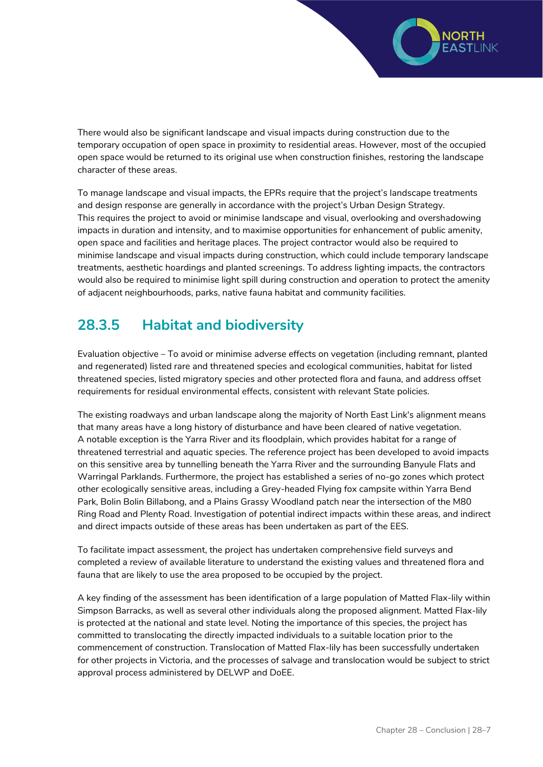There would also be significant landscape and visual impacts during construction due to the temporary occupation of open space in proximity to residential areas. However, most of the occupied open space would be returned to its original use when construction finishes, restoring the landscape character of these areas.

To manage landscape and visual impacts, the EPRs require that the project's landscape treatments and design response are generally in accordance with the project's Urban Design Strategy. This requires the project to avoid or minimise landscape and visual, overlooking and overshadowing impacts in duration and intensity, and to maximise opportunities for enhancement of public amenity, open space and facilities and heritage places. The project contractor would also be required to minimise landscape and visual impacts during construction, which could include temporary landscape treatments, aesthetic hoardings and planted screenings. To address lighting impacts, the contractors would also be required to minimise light spill during construction and operation to protect the amenity of adjacent neighbourhoods, parks, native fauna habitat and community facilities.

### 28.3.5 Habitat and biodiversity

Evaluation objective – To avoid or minimise adverse effects on vegetation (including remnant, planted and regenerated) listed rare and threatened species and ecological communities, habitat for listed threatened species, listed migratory species and other protected flora and fauna, and address offset requirements for residual environmental effects, consistent with relevant State policies.

The existing roadways and urban landscape along the majority of North East Link's alignment means that many areas have a long history of disturbance and have been cleared of native vegetation. A notable exception is the Yarra River and its floodplain, which provides habitat for a range of threatened terrestrial and aquatic species. The reference project has been developed to avoid impacts on this sensitive area by tunnelling beneath the Yarra River and the surrounding Banyule Flats and Warringal Parklands. Furthermore, the project has established a series of no-go zones which protect other ecologically sensitive areas, including a Grey-headed Flying fox campsite within Yarra Bend Park, Bolin Bolin Billabong, and a Plains Grassy Woodland patch near the intersection of the M80 Ring Road and Plenty Road. Investigation of potential indirect impacts within these areas, and indirect and direct impacts outside of these areas has been undertaken as part of the EES.

To facilitate impact assessment, the project has undertaken comprehensive field surveys and completed a review of available literature to understand the existing values and threatened flora and fauna that are likely to use the area proposed to be occupied by the project.

A key finding of the assessment has been identification of a large population of Matted Flax-lily within Simpson Barracks, as well as several other individuals along the proposed alignment. Matted Flax-lily is protected at the national and state level. Noting the importance of this species, the project has committed to translocating the directly impacted individuals to a suitable location prior to the commencement of construction. Translocation of Matted Flax-lily has been successfully undertaken for other projects in Victoria, and the processes of salvage and translocation would be subject to strict approval process administered by DELWP and DoEE.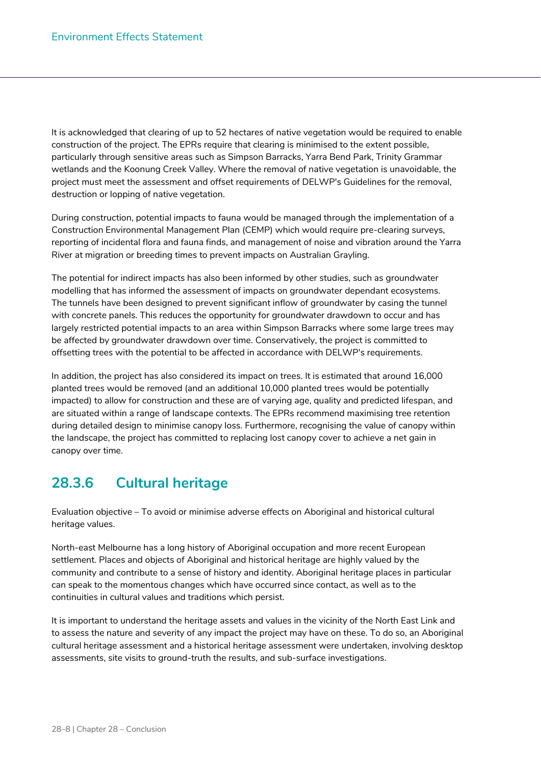It is acknowledged that clearing of up to 52 hectares of native vegetation would be required to enable construction of the project. The EPRs require that clearing is minimised to the extent possible, particularly through sensitive areas such as Simpson Barracks, Yarra Bend Park, Trinity Grammar wetlands and the Koonung Creek Valley. Where the removal of native vegetation is unavoidable, the project must meet the assessment and offset requirements of DELWP's Guidelines for the removal, destruction or lopping of native vegetation.

During construction, potential impacts to fauna would be managed through the implementation of a Construction Environmental Management Plan (CEMP) which would require pre-clearing surveys, reporting of incidental flora and fauna finds, and management of noise and vibration around the Yarra River at migration or breeding times to prevent impacts on Australian Grayling.

The potential for indirect impacts has also been informed by other studies, such as groundwater modelling that has informed the assessment of impacts on groundwater dependant ecosystems. The tunnels have been designed to prevent significant inflow of groundwater by casing the tunnel with concrete panels. This reduces the opportunity for groundwater drawdown to occur and has largely restricted potential impacts to an area within Simpson Barracks where some large trees may be affected by groundwater drawdown over time. Conservatively, the project is committed to offsetting trees with the potential to be affected in accordance with DELWP's requirements.

In addition, the project has also considered its impact on trees. It is estimated that around 16,000 planted trees would be removed (and an additional 10,000 planted trees would be potentially impacted) to allow for construction and these are of varying age, quality and predicted lifespan, and are situated within a range of landscape contexts. The EPRs recommend maximising tree retention during detailed design to minimise canopy loss. Furthermore, recognising the value of canopy within the landscape, the project has committed to replacing lost canopy cover to achieve a net gain in canopy over time.

## 28.3.6 Cultural heritage

Evaluation objective – To avoid or minimise adverse effects on Aboriginal and historical cultural heritage values.

North-east Melbourne has a long history of Aboriginal occupation and more recent European settlement. Places and objects of Aboriginal and historical heritage are highly valued by the community and contribute to a sense of history and identity. Aboriginal heritage places in particular can speak to the momentous changes which have occurred since contact, as well as to the continuities in cultural values and traditions which persist.

It is important to understand the heritage assets and values in the vicinity of the North East Link and to assess the nature and severity of any impact the project may have on these. To do so, an Aboriginal cultural heritage assessment and a historical heritage assessment were undertaken, involving desktop assessments, site visits to ground-truth the results, and sub-surface investigations.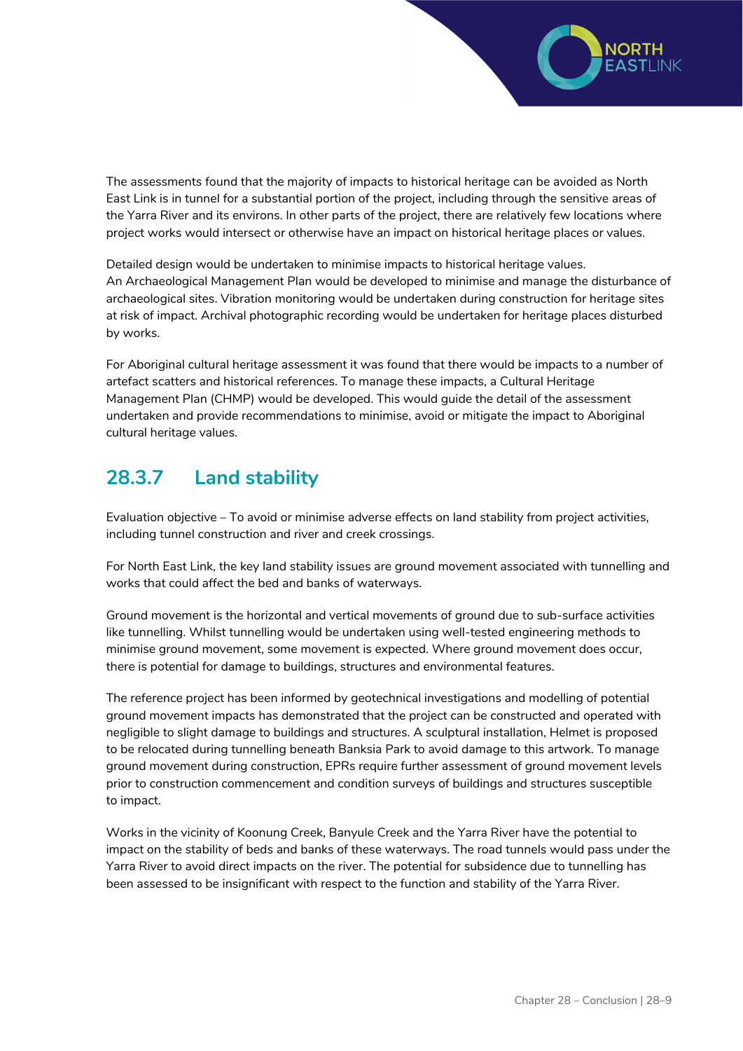The assessments found that the majority of impacts to historical heritage can be avoided as North East Link is in tunnel for a substantial portion of the project, including through the sensitive areas of the Yarra River and its environs. In other parts of the project, there are relatively few locations where project works would intersect or otherwise have an impact on historical heritage places or values.

Detailed design would be undertaken to minimise impacts to historical heritage values. An Archaeological Management Plan would be developed to minimise and manage the disturbance of archaeological sites. Vibration monitoring would be undertaken during construction for heritage sites at risk of impact. Archival photographic recording would be undertaken for heritage places disturbed by works.

For Aboriginal cultural heritage assessment it was found that there would be impacts to a number of artefact scatters and historical references. To manage these impacts, a Cultural Heritage Management Plan (CHMP) would be developed. This would guide the detail of the assessment undertaken and provide recommendations to minimise, avoid or mitigate the impact to Aboriginal cultural heritage values.

### 28.3.7 Land stability

Evaluation objective – To avoid or minimise adverse effects on land stability from project activities, including tunnel construction and river and creek crossings.

For North East Link, the key land stability issues are ground movement associated with tunnelling and works that could affect the bed and banks of waterways.

Ground movement is the horizontal and vertical movements of ground due to sub-surface activities like tunnelling. Whilst tunnelling would be undertaken using well-tested engineering methods to minimise ground movement, some movement is expected. Where ground movement does occur, there is potential for damage to buildings, structures and environmental features.

The reference project has been informed by geotechnical investigations and modelling of potential ground movement impacts has demonstrated that the project can be constructed and operated with negligible to slight damage to buildings and structures. A sculptural installation, Helmet is proposed to be relocated during tunnelling beneath Banksia Park to avoid damage to this artwork. To manage ground movement during construction, EPRs require further assessment of ground movement levels prior to construction commencement and condition surveys of buildings and structures susceptible to impact.

Works in the vicinity of Koonung Creek, Banyule Creek and the Yarra River have the potential to impact on the stability of beds and banks of these waterways. The road tunnels would pass under the Yarra River to avoid direct impacts on the river. The potential for subsidence due to tunnelling has been assessed to be insignificant with respect to the function and stability of the Yarra River.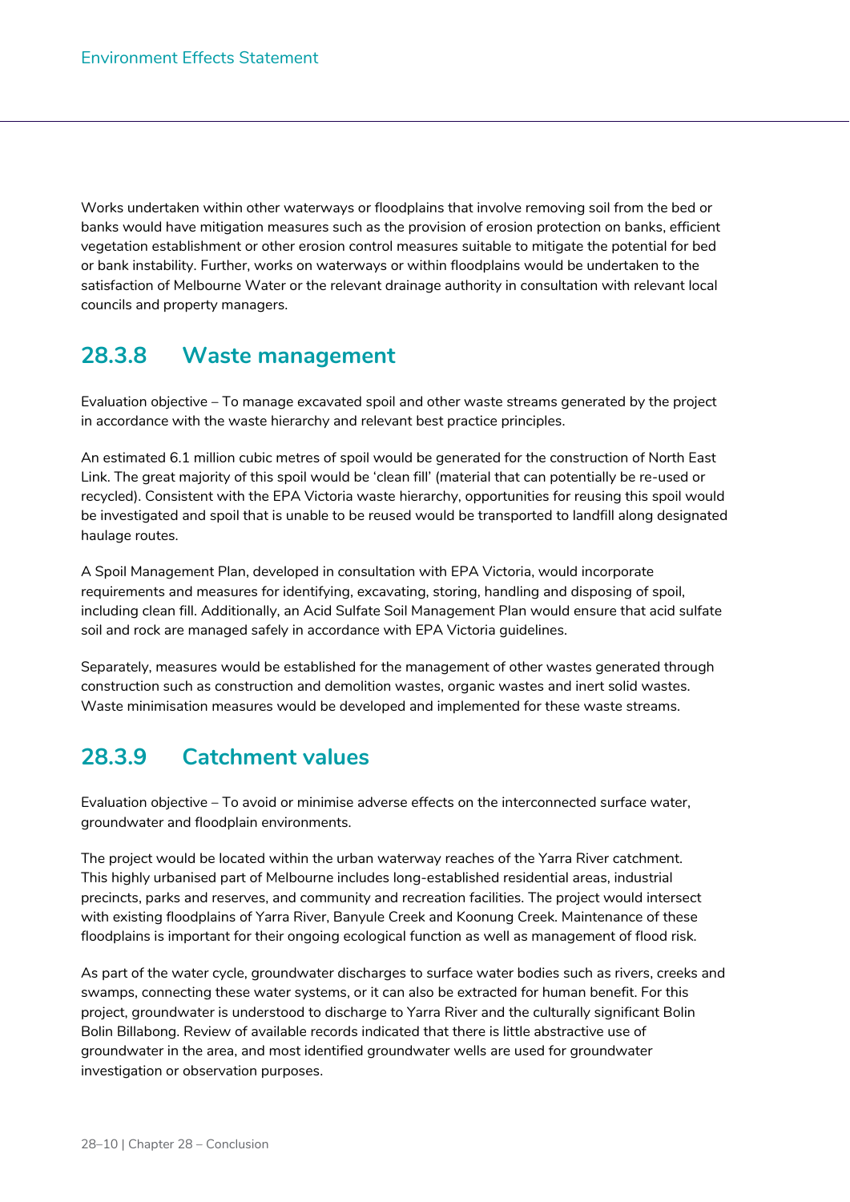Works undertaken within other waterways or floodplains that involve removing soil from the bed or banks would have mitigation measures such as the provision of erosion protection on banks, efficient vegetation establishment or other erosion control measures suitable to mitigate the potential for bed or bank instability. Further, works on waterways or within floodplains would be undertaken to the satisfaction of Melbourne Water or the relevant drainage authority in consultation with relevant local councils and property managers.

### 28.3.8 Waste management

Evaluation objective – To manage excavated spoil and other waste streams generated by the project in accordance with the waste hierarchy and relevant best practice principles.

An estimated 6.1 million cubic metres of spoil would be generated for the construction of North East Link. The great majority of this spoil would be 'clean fill' (material that can potentially be re-used or recycled). Consistent with the EPA Victoria waste hierarchy, opportunities for reusing this spoil would be investigated and spoil that is unable to be reused would be transported to landfill along designated haulage routes.

A Spoil Management Plan, developed in consultation with EPA Victoria, would incorporate requirements and measures for identifying, excavating, storing, handling and disposing of spoil, including clean fill. Additionally, an Acid Sulfate Soil Management Plan would ensure that acid sulfate soil and rock are managed safely in accordance with EPA Victoria guidelines.

Separately, measures would be established for the management of other wastes generated through construction such as construction and demolition wastes, organic wastes and inert solid wastes. Waste minimisation measures would be developed and implemented for these waste streams.

### 28.3.9 Catchment values

Evaluation objective – To avoid or minimise adverse effects on the interconnected surface water, groundwater and floodplain environments.

The project would be located within the urban waterway reaches of the Yarra River catchment. This highly urbanised part of Melbourne includes long-established residential areas, industrial precincts, parks and reserves, and community and recreation facilities. The project would intersect with existing floodplains of Yarra River, Banyule Creek and Koonung Creek. Maintenance of these floodplains is important for their ongoing ecological function as well as management of flood risk.

As part of the water cycle, groundwater discharges to surface water bodies such as rivers, creeks and swamps, connecting these water systems, or it can also be extracted for human benefit. For this project, groundwater is understood to discharge to Yarra River and the culturally significant Bolin Bolin Billabong. Review of available records indicated that there is little abstractive use of groundwater in the area, and most identified groundwater wells are used for groundwater investigation or observation purposes.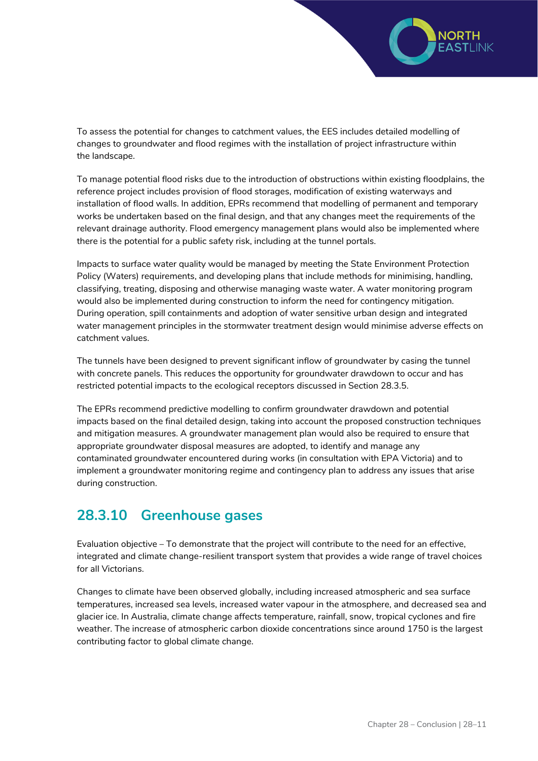To assess the potential for changes to catchment values, the EES includes detailed modelling of changes to groundwater and flood regimes with the installation of project infrastructure within the landscape.

To manage potential flood risks due to the introduction of obstructions within existing floodplains, the reference project includes provision of flood storages, modification of existing waterways and installation of flood walls. In addition, EPRs recommend that modelling of permanent and temporary works be undertaken based on the final design, and that any changes meet the requirements of the relevant drainage authority. Flood emergency management plans would also be implemented where there is the potential for a public safety risk, including at the tunnel portals.

Impacts to surface water quality would be managed by meeting the State Environment Protection Policy (Waters) requirements, and developing plans that include methods for minimising, handling, classifying, treating, disposing and otherwise managing waste water. A water monitoring program would also be implemented during construction to inform the need for contingency mitigation. During operation, spill containments and adoption of water sensitive urban design and integrated water management principles in the stormwater treatment design would minimise adverse effects on catchment values.

The tunnels have been designed to prevent significant inflow of groundwater by casing the tunnel with concrete panels. This reduces the opportunity for groundwater drawdown to occur and has restricted potential impacts to the ecological receptors discussed in Section 28.3.5.

The EPRs recommend predictive modelling to confirm groundwater drawdown and potential impacts based on the final detailed design, taking into account the proposed construction techniques and mitigation measures. A groundwater management plan would also be required to ensure that appropriate groundwater disposal measures are adopted, to identify and manage any contaminated groundwater encountered during works (in consultation with EPA Victoria) and to implement a groundwater monitoring regime and contingency plan to address any issues that arise during construction.

## 28.3.10 Greenhouse gases

Evaluation objective – To demonstrate that the project will contribute to the need for an effective, integrated and climate change-resilient transport system that provides a wide range of travel choices for all Victorians.

Changes to climate have been observed globally, including increased atmospheric and sea surface temperatures, increased sea levels, increased water vapour in the atmosphere, and decreased sea and glacier ice. In Australia, climate change affects temperature, rainfall, snow, tropical cyclones and fire weather. The increase of atmospheric carbon dioxide concentrations since around 1750 is the largest contributing factor to global climate change.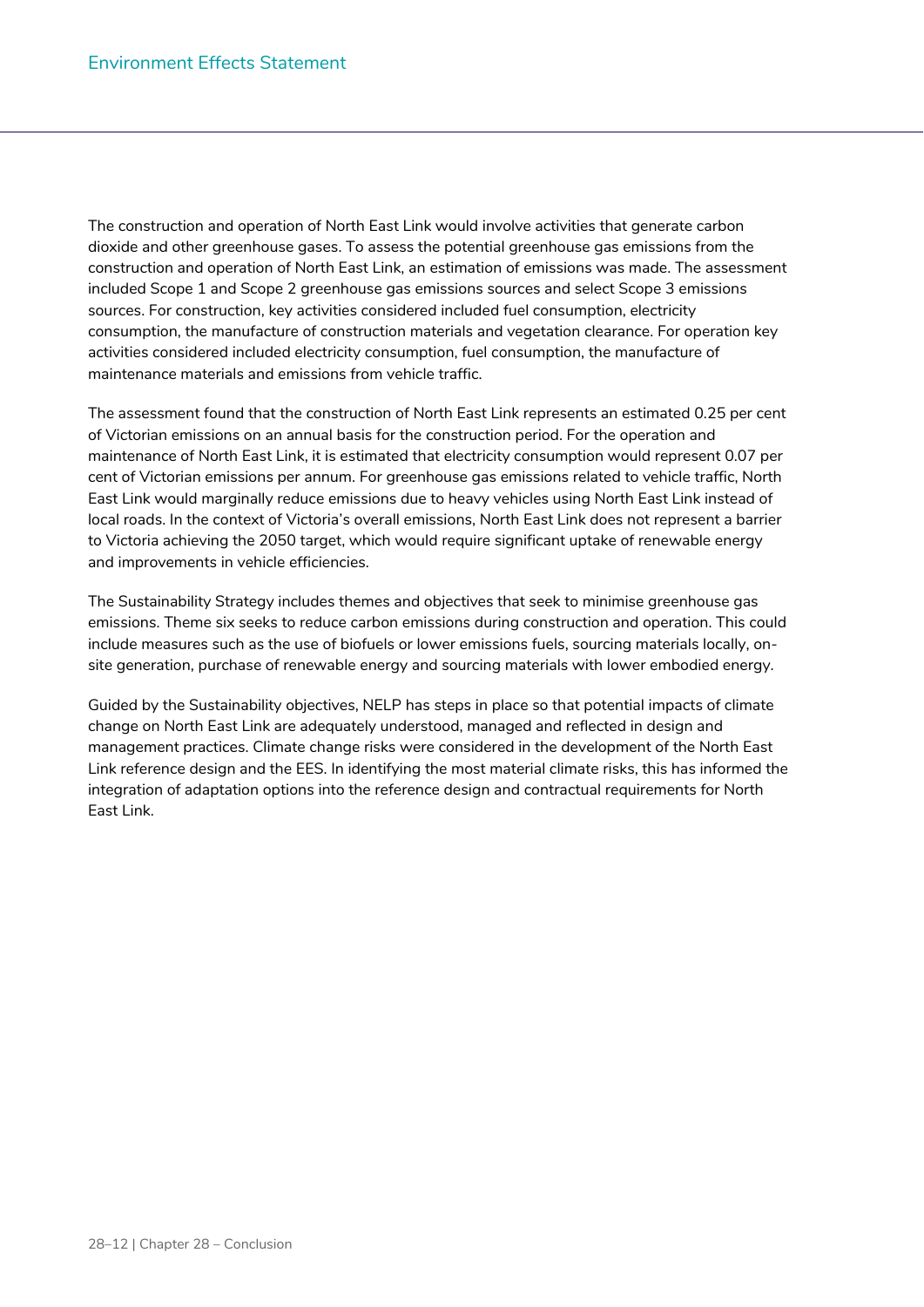The construction and operation of North East Link would involve activities that generate carbon dioxide and other greenhouse gases. To assess the potential greenhouse gas emissions from the construction and operation of North East Link, an estimation of emissions was made. The assessment included Scope 1 and Scope 2 greenhouse gas emissions sources and select Scope 3 emissions sources. For construction, key activities considered included fuel consumption, electricity consumption, the manufacture of construction materials and vegetation clearance. For operation key activities considered included electricity consumption, fuel consumption, the manufacture of maintenance materials and emissions from vehicle traffic.

The assessment found that the construction of North East Link represents an estimated 0.25 per cent of Victorian emissions on an annual basis for the construction period. For the operation and maintenance of North East Link, it is estimated that electricity consumption would represent 0.07 per cent of Victorian emissions per annum. For greenhouse gas emissions related to vehicle traffic, North East Link would marginally reduce emissions due to heavy vehicles using North East Link instead of local roads. In the context of Victoria's overall emissions, North East Link does not represent a barrier to Victoria achieving the 2050 target, which would require significant uptake of renewable energy and improvements in vehicle efficiencies.

The Sustainability Strategy includes themes and objectives that seek to minimise greenhouse gas emissions. Theme six seeks to reduce carbon emissions during construction and operation. This could include measures such as the use of biofuels or lower emissions fuels, sourcing materials locally, on-site generation, purchase of renewable energy and sourcing materials with lower embodied energy.

Guided by the Sustainability objectives, NELP has steps in place so that potential impacts of climate change on North East Link are adequately understood, managed and reflected in design and management practices. Climate change risks were considered in the development of the North East Link reference design and the EES. In identifying the most material climate risks, this has informed the integration of adaptation options into the reference design and contractual requirements for North East Link.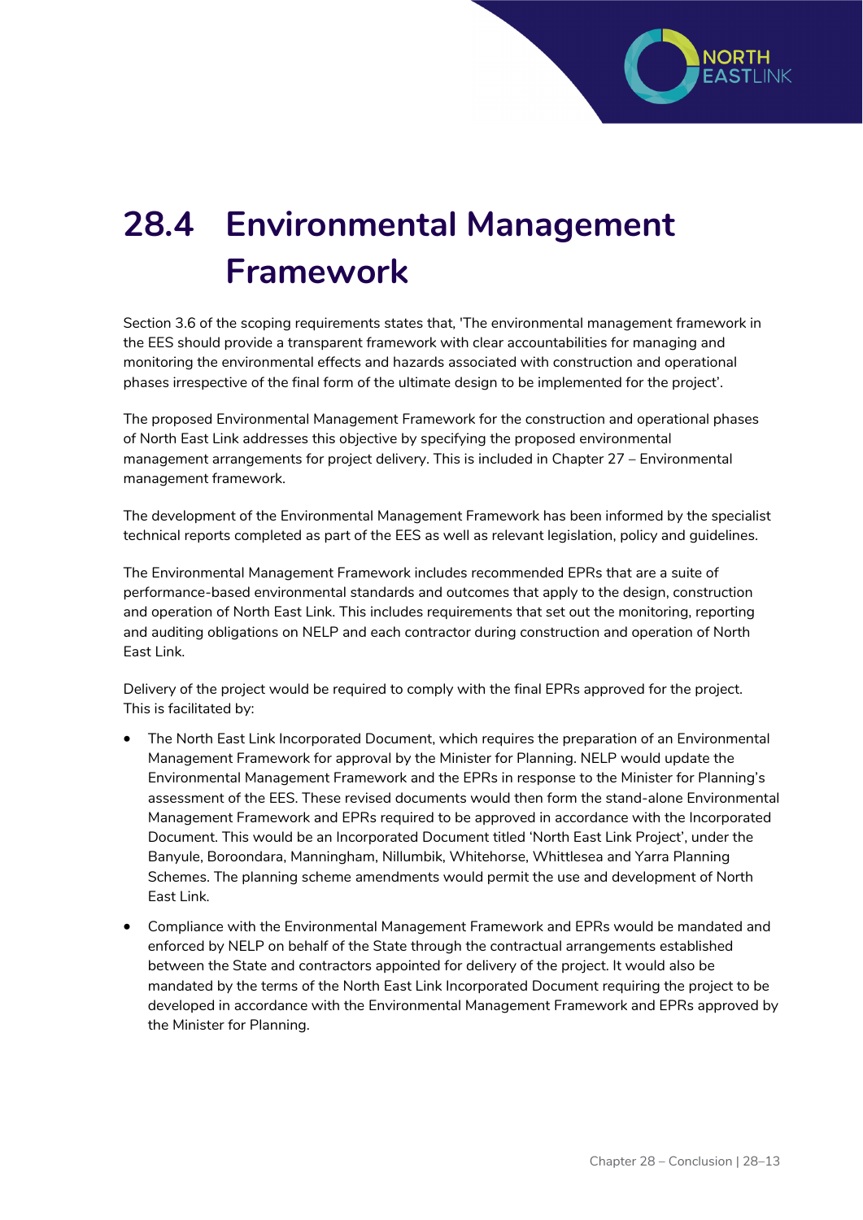# 28.4 Environmental Management Framework

Section 3.6 of the scoping requirements states that, 'The environmental management framework in the EES should provide a transparent framework with clear accountabilities for managing and monitoring the environmental effects and hazards associated with construction and operational phases irrespective of the final form of the ultimate design to be implemented for the project'.

The proposed Environmental Management Framework for the construction and operational phases of North East Link addresses this objective by specifying the proposed environmental management arrangements for project delivery. This is included in Chapter 27 – Environmental management framework.

The development of the Environmental Management Framework has been informed by the specialist technical reports completed as part of the EES as well as relevant legislation, policy and guidelines.

The Environmental Management Framework includes recommended EPRs that are a suite of performance-based environmental standards and outcomes that apply to the design, construction and operation of North East Link. This includes requirements that set out the monitoring, reporting and auditing obligations on NELP and each contractor during construction and operation of North East Link.

Delivery of the project would be required to comply with the final EPRs approved for the project. This is facilitated by:

- The North East Link Incorporated Document, which requires the preparation of an Environmental Management Framework for approval by the Minister for Planning. NELP would update the Environmental Management Framework and the EPRs in response to the Minister for Planning's assessment of the EES. These revised documents would then form the stand-alone Environmental Management Framework and EPRs required to be approved in accordance with the Incorporated Document. This would be an Incorporated Document titled 'North East Link Project', under the Banyule, Boroondara, Manningham, Nillumbik, Whitehorse, Whittlesea and Yarra Planning Schemes. The planning scheme amendments would permit the use and development of North East Link.
- Compliance with the Environmental Management Framework and EPRs would be mandated and enforced by NELP on behalf of the State through the contractual arrangements established between the State and contractors appointed for delivery of the project. It would also be mandated by the terms of the North East Link Incorporated Document requiring the project to be developed in accordance with the Environmental Management Framework and EPRs approved by the Minister for Planning.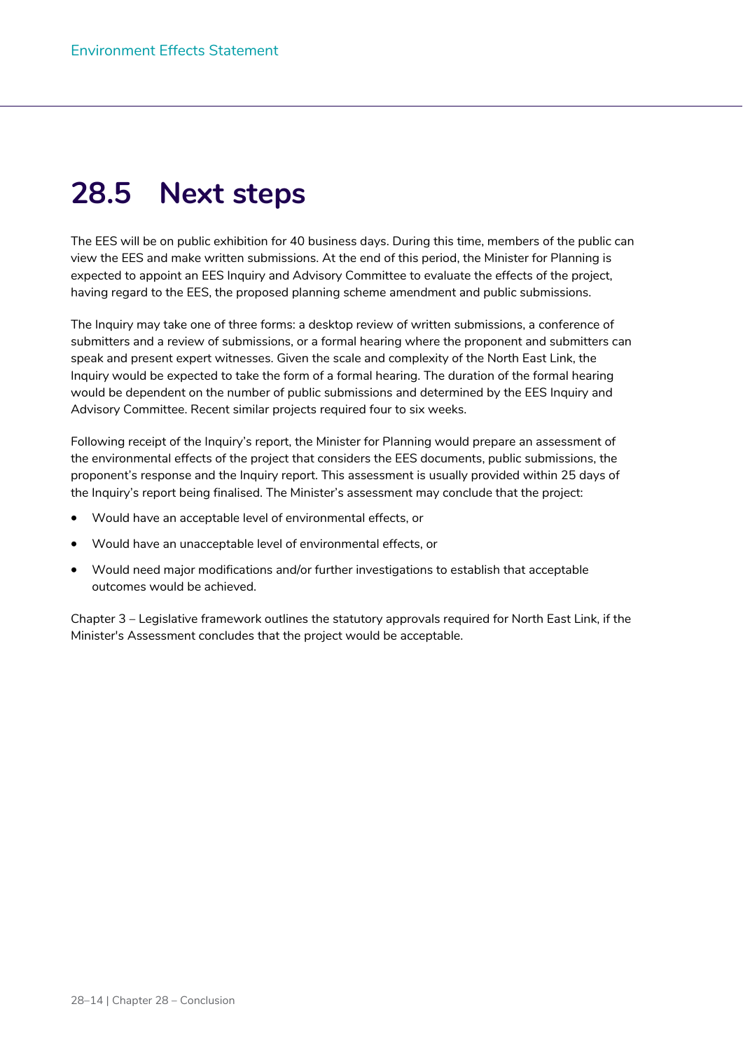## 28.5 Next steps

The EES will be on public exhibition for 40 business days. During this time, members of the public can view the EES and make written submissions. At the end of this period, the Minister for Planning is expected to appoint an EES Inquiry and Advisory Committee to evaluate the effects of the project, having regard to the EES, the proposed planning scheme amendment and public submissions.

The Inquiry may take one of three forms: a desktop review of written submissions, a conference of submitters and a review of submissions, or a formal hearing where the proponent and submitters can speak and present expert witnesses. Given the scale and complexity of the North East Link, the Inquiry would be expected to take the form of a formal hearing. The duration of the formal hearing would be dependent on the number of public submissions and determined by the EES Inquiry and Advisory Committee. Recent similar projects required four to six weeks.

Following receipt of the Inquiry's report, the Minister for Planning would prepare an assessment of the environmental effects of the project that considers the EES documents, public submissions, the proponent's response and the Inquiry report. This assessment is usually provided within 25 days of the Inquiry's report being finalised. The Minister's assessment may conclude that the project:

- Would have an acceptable level of environmental effects, or
- Would have an unacceptable level of environmental effects, or
- Would need major modifications and/or further investigations to establish that acceptable outcomes would be achieved.

Chapter 3 – Legislative framework outlines the statutory approvals required for North East Link, if the Minister's Assessment concludes that the project would be acceptable.